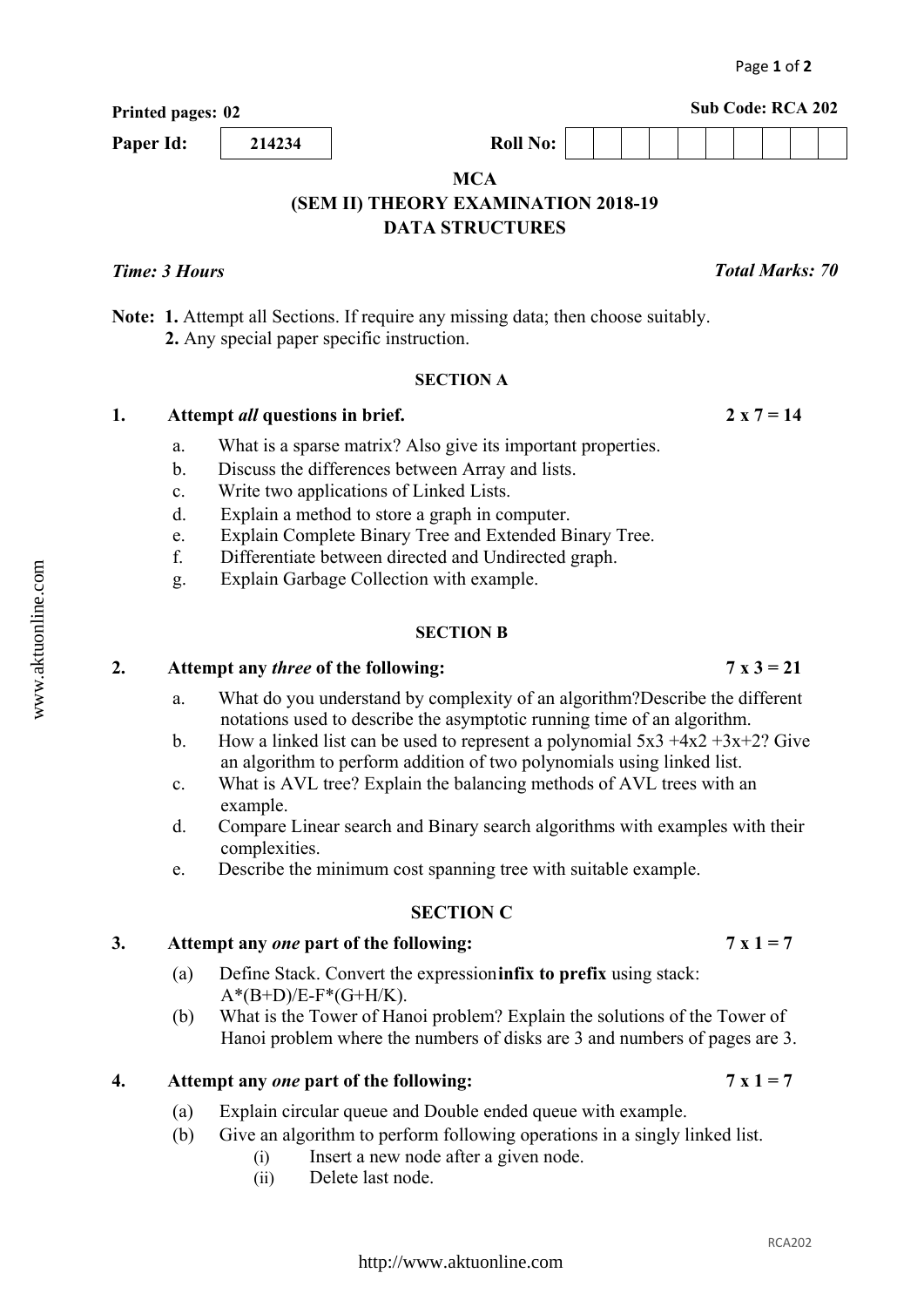**Printed pages: 02**

**Sub Code: RCA 202**

**Paper Id:** 214234 **Roll No:**

# MCA
## (SEM II) THEORY EXAMINATION 2018-19
## DATA STRUCTURES

***Time: 3 Hours*** ***Total Marks: 70***

**Note: 1.** Attempt all Sections. If require any missing data; then choose suitably.
**2.** Any special paper specific instruction.

### SECTION A

**1. Attempt *all* questions in brief. 2 x 7 = 14**

a. What is a sparse matrix? Also give its important properties.
b. Discuss the differences between Array and lists.
c. Write two applications of Linked Lists.
d. Explain a method to store a graph in computer.
e. Explain Complete Binary Tree and Extended Binary Tree.
f. Differentiate between directed and Undirected graph.
g. Explain Garbage Collection with example.

### SECTION B

**2. Attempt any *three* of the following: 7 x 3 = 21**

a. What do you understand by complexity of an algorithm?Describe the different notations used to describe the asymptotic running time of an algorithm.
b. How a linked list can be used to represent a polynomial 5x3 +4x2 +3x+2? Give an algorithm to perform addition of two polynomials using linked list.
c. What is AVL tree? Explain the balancing methods of AVL trees with an example.
d. Compare Linear search and Binary search algorithms with examples with their complexities.
e. Describe the minimum cost spanning tree with suitable example.

### SECTION C

**3. Attempt any *one* part of the following: 7 x 1 = 7**

(a) Define Stack. Convert the expression**infix to prefix** using stack: A*(B+D)/E-F*(G+H/K).
(b) What is the Tower of Hanoi problem? Explain the solutions of the Tower of Hanoi problem where the numbers of disks are 3 and numbers of pages are 3.

**4. Attempt any *one* part of the following: 7 x 1 = 7**

(a) Explain circular queue and Double ended queue with example.
(b) Give an algorithm to perform following operations in a singly linked list.
   (i) Insert a new node after a given node.
   (ii) Delete last node.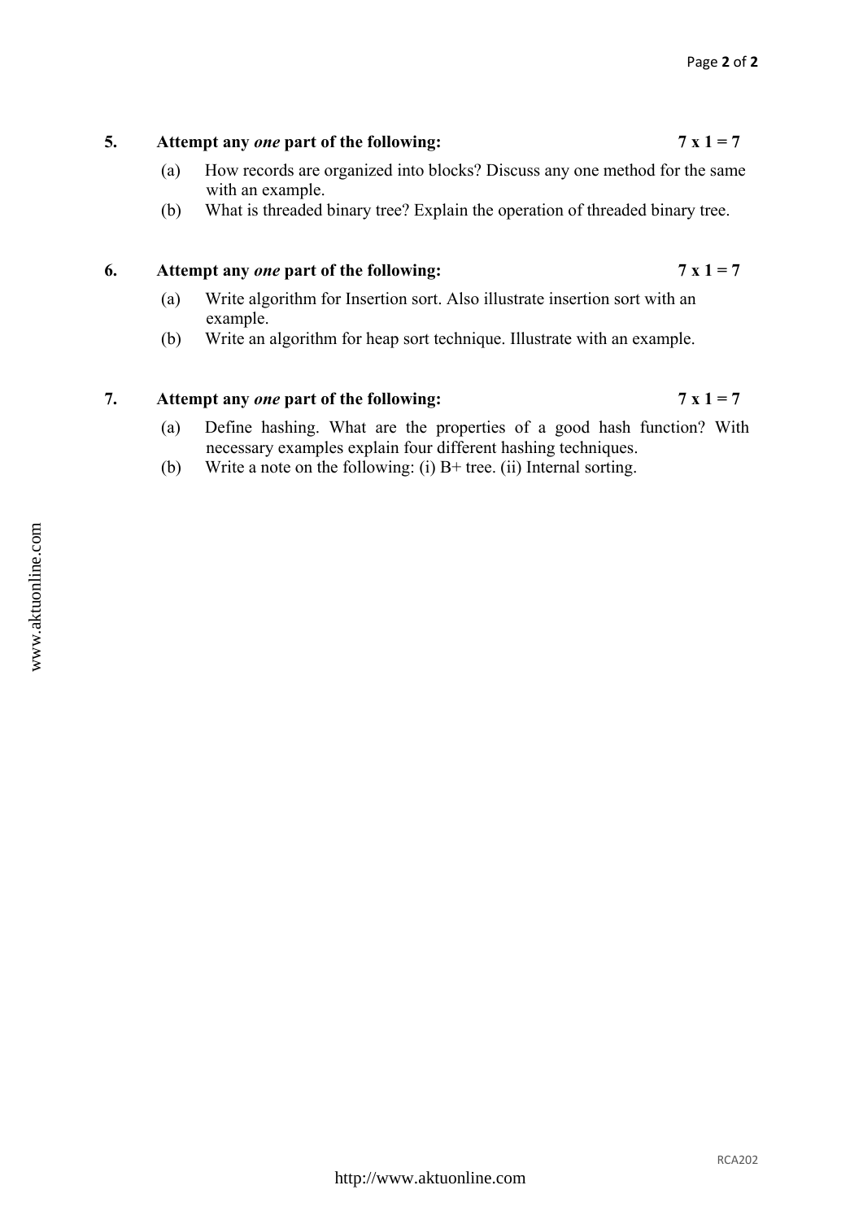**5. Attempt any *one* part of the following: 7 x 1 = 7**

(a) How records are organized into blocks? Discuss any one method for the same with an example.

(b) What is threaded binary tree? Explain the operation of threaded binary tree.

**6. Attempt any *one* part of the following: 7 x 1 = 7**

(a) Write algorithm for Insertion sort. Also illustrate insertion sort with an example.

(b) Write an algorithm for heap sort technique. Illustrate with an example.

**7. Attempt any *one* part of the following: 7 x 1 = 7**

(a) Define hashing. What are the properties of a good hash function? With necessary examples explain four different hashing techniques.

(b) Write a note on the following: (i) B+ tree. (ii) Internal sorting.